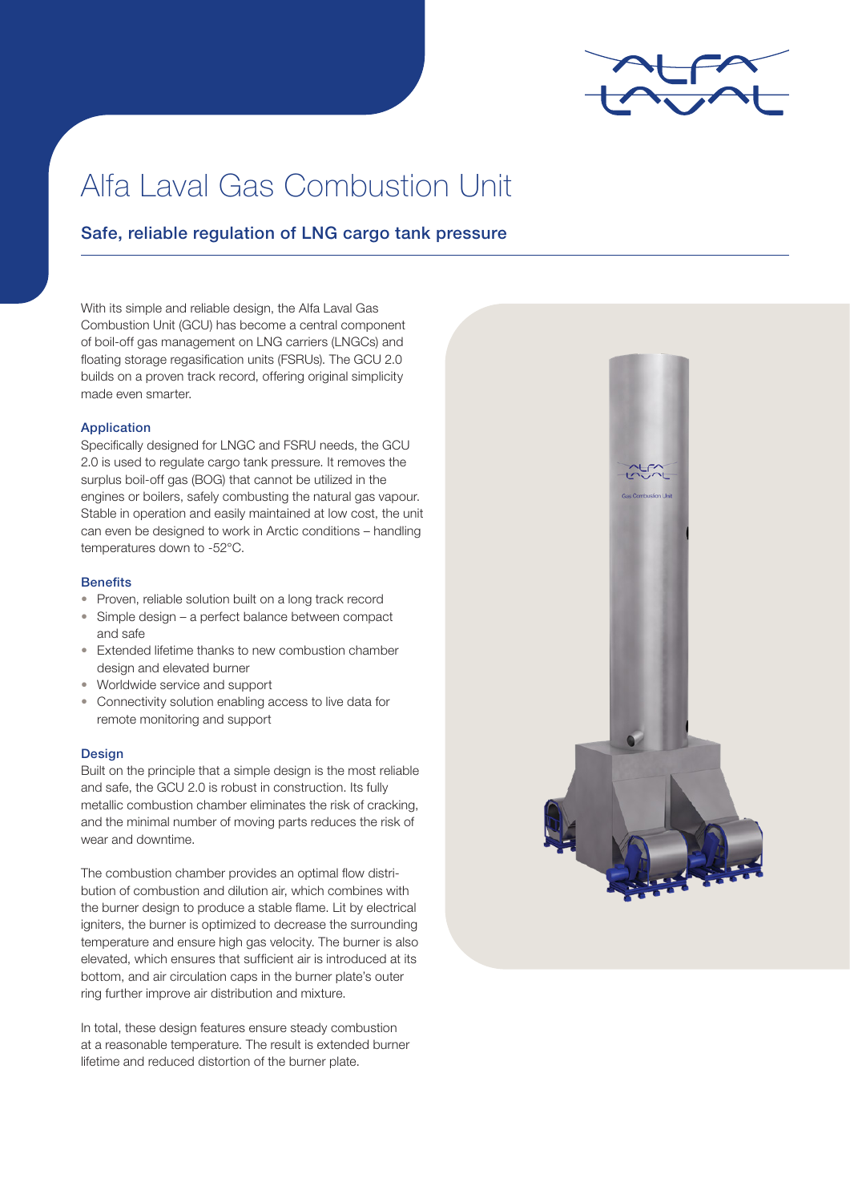# Alfa Laval Gas Combustion Unit

## Safe, reliable regulation of LNG cargo tank pressure

With its simple and reliable design, the Alfa Laval Gas Combustion Unit (GCU) has become a central component of boil-off gas management on LNG carriers (LNGCs) and floating storage regasification units (FSRUs). The GCU 2.0 builds on a proven track record, offering original simplicity made even smarter.

### Application

Specifically designed for LNGC and FSRU needs, the GCU 2.0 is used to regulate cargo tank pressure. It removes the surplus boil-off gas (BOG) that cannot be utilized in the engines or boilers, safely combusting the natural gas vapour. Stable in operation and easily maintained at low cost, the unit can even be designed to work in Arctic conditions – handling temperatures down to -52°C.

### Benefits

- Proven, reliable solution built on a long track record
- Simple design – a perfect balance between compact and safe
- Extended lifetime thanks to new combustion chamber design and elevated burner
- Worldwide service and support
- Connectivity solution enabling access to live data for remote monitoring and support

### Design

Built on the principle that a simple design is the most reliable and safe, the GCU 2.0 is robust in construction. Its fully metallic combustion chamber eliminates the risk of cracking, and the minimal number of moving parts reduces the risk of wear and downtime.

The combustion chamber provides an optimal flow distribution of combustion and dilution air, which combines with the burner design to produce a stable flame. Lit by electrical igniters, the burner is optimized to decrease the surrounding temperature and ensure high gas velocity. The burner is also elevated, which ensures that sufficient air is introduced at its bottom, and air circulation caps in the burner plate's outer ring further improve air distribution and mixture.

In total, these design features ensure steady combustion at a reasonable temperature. The result is extended burner lifetime and reduced distortion of the burner plate.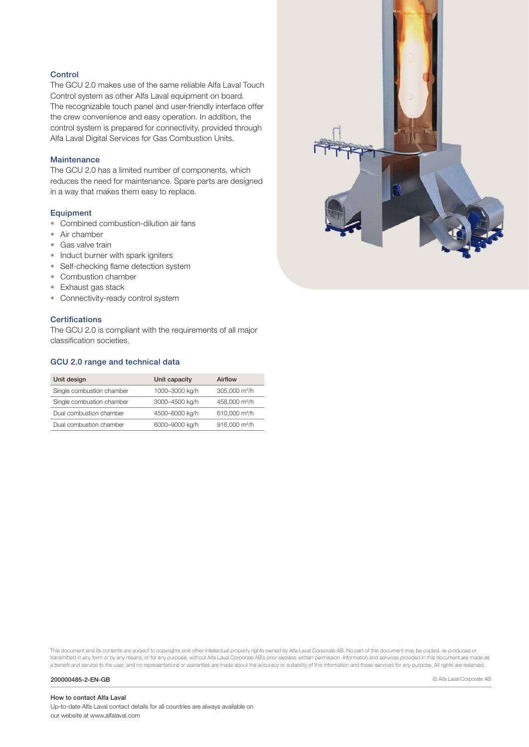## Control

The GCU 2.0 makes use of the same reliable Alfa Laval Touch Control system as other Alfa Laval equipment on board. The recognizable touch panel and user-friendly interface offer the crew convenience and easy operation. In addition, the control system is prepared for connectivity, provided through Alfa Laval Digital Services for Gas Combustion Units.

## Maintenance

The GCU 2.0 has a limited number of components, which reduces the need for maintenance. Spare parts are designed in a way that makes them easy to replace.

## Equipment

- Combined combustion-dilution air fans
- Air chamber
- Gas valve train
- Induct burner with spark igniters
- Self-checking flame detection system
- Combustion chamber
- Exhaust gas stack
- Connectivity-ready control system

## Certifications

The GCU 2.0 is compliant with the requirements of all major classification societies.

## GCU 2.0 range and technical data

| Unit design | Unit capacity | Airflow |
|---|---|---|
| Single combustion chamber | 1000–3000 kg/h | 305,000 $m^3$/h |
| Single combustion chamber | 3000–4500 kg/h | 458,000 $m^3$/h |
| Dual combustion chamber | 4500–6000 kg/h | 610,000 $m^3$/h |
| Dual combustion chamber | 6000–9000 kg/h | 916,000 $m^3$/h |

This document and its contents are subject to copyrights and other intellectual property rights owned by Alfa Laval Corporate AB. No part of this document may be copied, re-produced or transmitted in any form or by any means, or for any purpose, without Alfa Laval Corporate AB's prior express written permission. Information and services provided in this document are made as a benefit and service to the user, and no representations or warranties are made about the accuracy or suitability of this information and these services for any purpose. All rights are reserved.

200000485-2-EN-GB

© Alfa Laval Corporate AB

**How to contact Alfa Laval**

Up-to-date Alfa Laval contact details for all countries are always available on our website at www.alfalaval.com